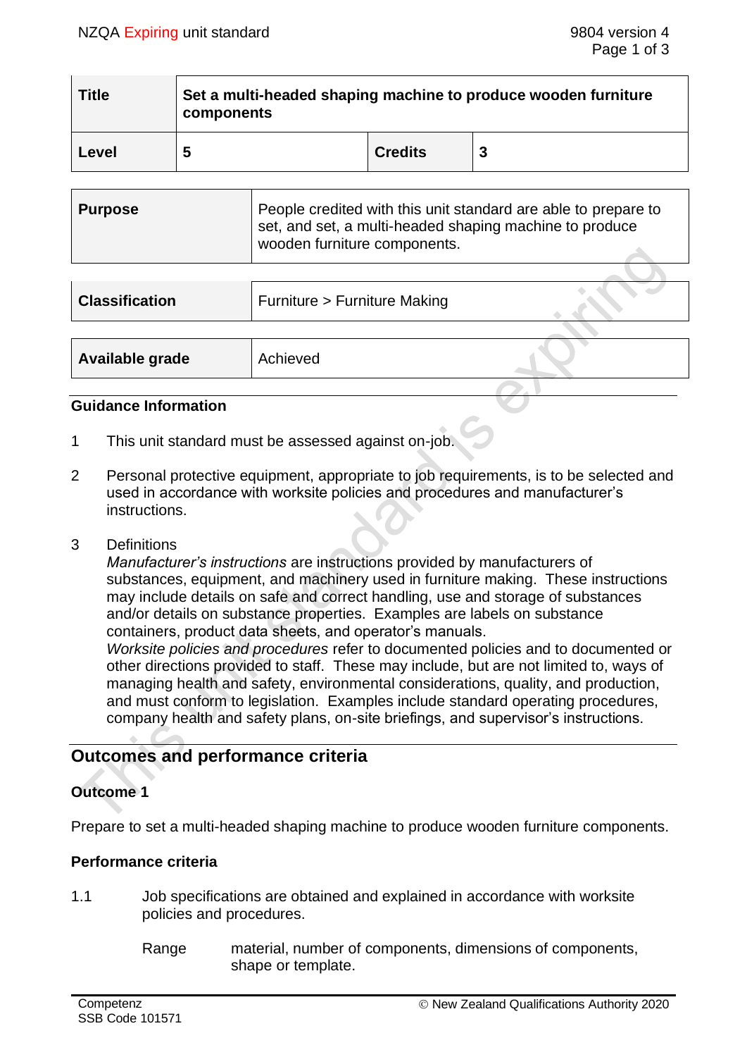| Title | Set a multi-headed shaping machine to produce wooden furniture components | | |
|---|---|---|---|
| Level | 5 | Credits | 3 |

| Purpose | People credited with this unit standard are able to prepare to set, and set, a multi-headed shaping machine to produce wooden furniture components. |
|---|---|

| Classification | Furniture > Furniture Making |
|---|---|

| Available grade | Achieved |
|---|---|

## Guidance Information

1. This unit standard must be assessed against on-job.

2. Personal protective equipment, appropriate to job requirements, is to be selected and used in accordance with worksite policies and procedures and manufacturer's instructions.

3. Definitions

   *Manufacturer's instructions* are instructions provided by manufacturers of substances, equipment, and machinery used in furniture making. These instructions may include details on safe and correct handling, use and storage of substances and/or details on substance properties. Examples are labels on substance containers, product data sheets, and operator's manuals.

   *Worksite policies and procedures* refer to documented policies and to documented or other directions provided to staff. These may include, but are not limited to, ways of managing health and safety, environmental considerations, quality, and production, and must conform to legislation. Examples include standard operating procedures, company health and safety plans, on-site briefings, and supervisor's instructions.

## Outcomes and performance criteria

### Outcome 1

Prepare to set a multi-headed shaping machine to produce wooden furniture components.

### Performance criteria

1.1 Job specifications are obtained and explained in accordance with worksite policies and procedures.

   Range: material, number of components, dimensions of components, shape or template.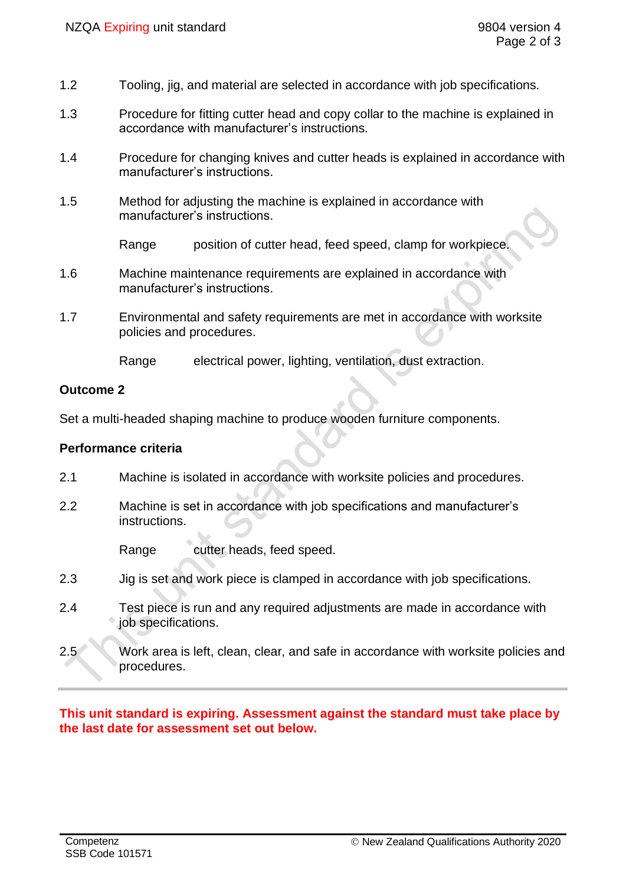1.2 Tooling, jig, and material are selected in accordance with job specifications.

1.3 Procedure for fitting cutter head and copy collar to the machine is explained in accordance with manufacturer's instructions.

1.4 Procedure for changing knives and cutter heads is explained in accordance with manufacturer's instructions.

1.5 Method for adjusting the machine is explained in accordance with manufacturer's instructions.

Range position of cutter head, feed speed, clamp for workpiece.

1.6 Machine maintenance requirements are explained in accordance with manufacturer's instructions.

1.7 Environmental and safety requirements are met in accordance with worksite policies and procedures.

Range electrical power, lighting, ventilation, dust extraction.

**Outcome 2**

Set a multi-headed shaping machine to produce wooden furniture components.

**Performance criteria**

2.1 Machine is isolated in accordance with worksite policies and procedures.

2.2 Machine is set in accordance with job specifications and manufacturer's instructions.

Range cutter heads, feed speed.

2.3 Jig is set and work piece is clamped in accordance with job specifications.

2.4 Test piece is run and any required adjustments are made in accordance with job specifications.

2.5 Work area is left, clean, clear, and safe in accordance with worksite policies and procedures.

---

**This unit standard is expiring. Assessment against the standard must take place by the last date for assessment set out below.**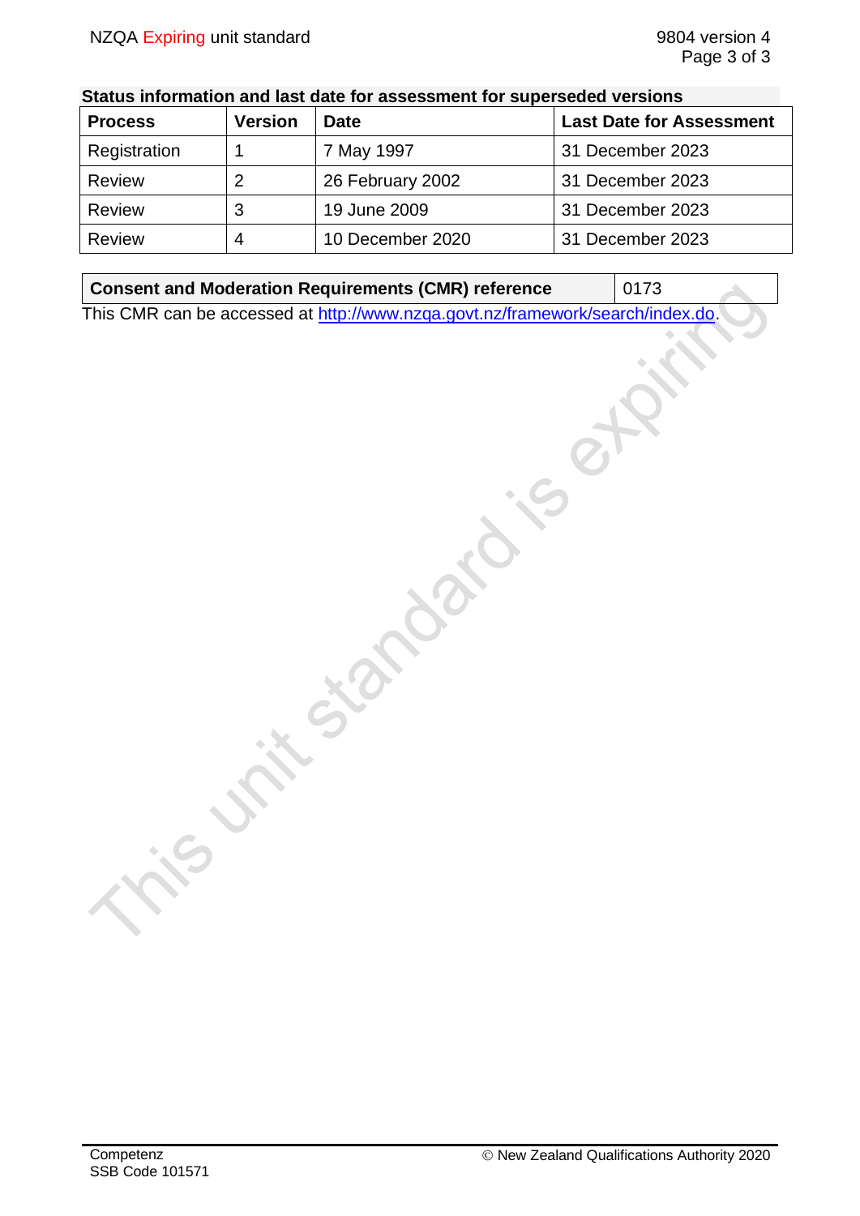**Status information and last date for assessment for superseded versions**

| Process | Version | Date | Last Date for Assessment |
|---|---|---|---|
| Registration | 1 | 7 May 1997 | 31 December 2023 |
| Review | 2 | 26 February 2002 | 31 December 2023 |
| Review | 3 | 19 June 2009 | 31 December 2023 |
| Review | 4 | 10 December 2020 | 31 December 2023 |

| Consent and Moderation Requirements (CMR) reference | 0173 |
|---|---|

This CMR can be accessed at http://www.nzqa.govt.nz/framework/search/index.do.